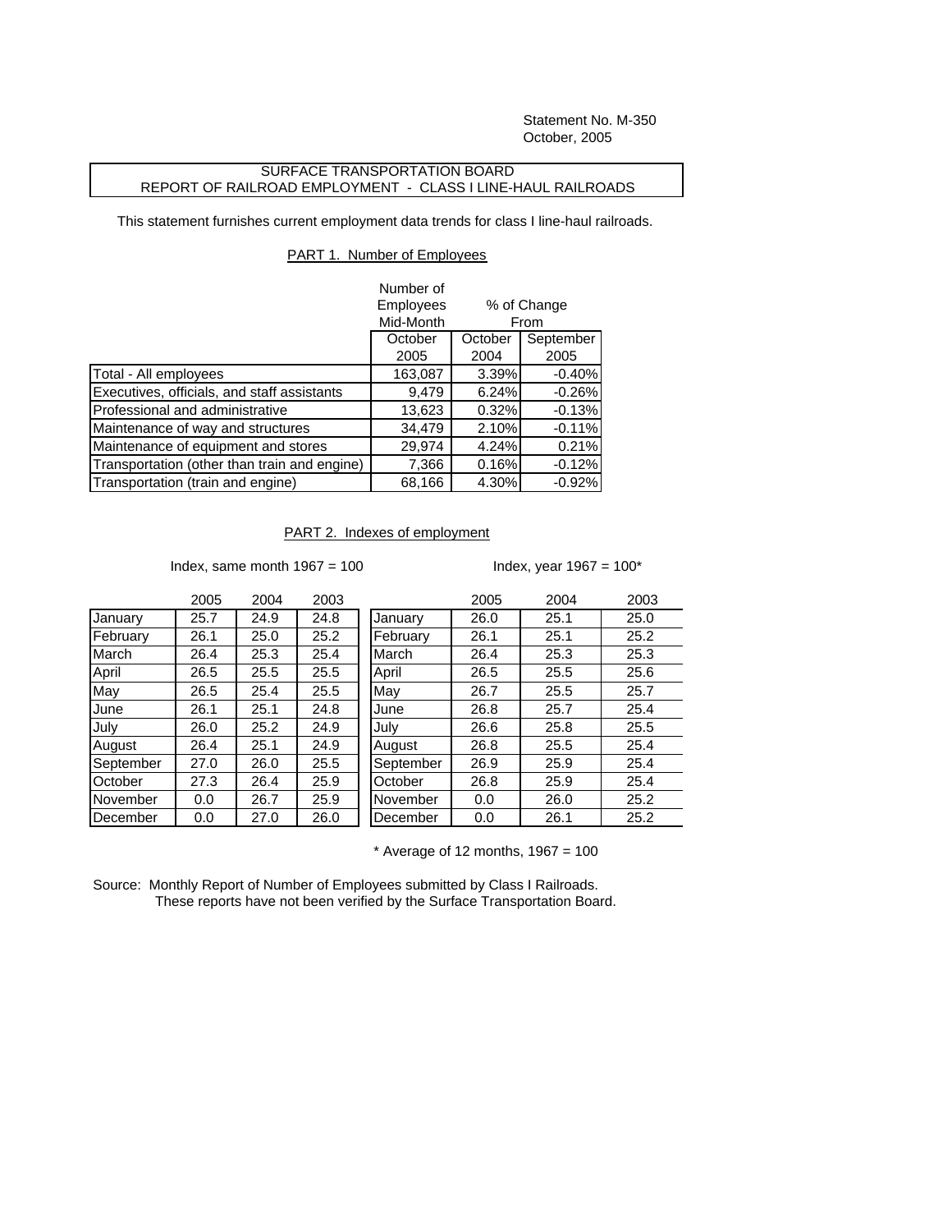Statement No. M-350
October, 2005

# SURFACE TRANSPORTATION BOARD
# REPORT OF RAILROAD EMPLOYMENT - CLASS I LINE-HAUL RAILROADS

This statement furnishes current employment data trends for class I line-haul railroads.

## PART 1. Number of Employees

| | Number of Employees Mid-Month | % of Change From | |
|---|---|---|---|
| | October 2005 | October 2004 | September 2005 |
| Total - All employees | 163,087 | 3.39% | -0.40% |
| Executives, officials, and staff assistants | 9,479 | 6.24% | -0.26% |
| Professional and administrative | 13,623 | 0.32% | -0.13% |
| Maintenance of way and structures | 34,479 | 2.10% | -0.11% |
| Maintenance of equipment and stores | 29,974 | 4.24% | 0.21% |
| Transportation (other than train and engine) | 7,366 | 0.16% | -0.12% |
| Transportation (train and engine) | 68,166 | 4.30% | -0.92% |

## PART 2. Indexes of employment

Index, same month 1967 = 100

| | 2005 | 2004 | 2003 |
|---|---|---|---|
| January | 25.7 | 24.9 | 24.8 |
| February | 26.1 | 25.0 | 25.2 |
| March | 26.4 | 25.3 | 25.4 |
| April | 26.5 | 25.5 | 25.5 |
| May | 26.5 | 25.4 | 25.5 |
| June | 26.1 | 25.1 | 24.8 |
| July | 26.0 | 25.2 | 24.9 |
| August | 26.4 | 25.1 | 24.9 |
| September | 27.0 | 26.0 | 25.5 |
| October | 27.3 | 26.4 | 25.9 |
| November | 0.0 | 26.7 | 25.9 |
| December | 0.0 | 27.0 | 26.0 |

Index, year 1967 = 100*

| | 2005 | 2004 | 2003 |
|---|---|---|---|
| January | 26.0 | 25.1 | 25.0 |
| February | 26.1 | 25.1 | 25.2 |
| March | 26.4 | 25.3 | 25.3 |
| April | 26.5 | 25.5 | 25.6 |
| May | 26.7 | 25.5 | 25.7 |
| June | 26.8 | 25.7 | 25.4 |
| July | 26.6 | 25.8 | 25.5 |
| August | 26.8 | 25.5 | 25.4 |
| September | 26.9 | 25.9 | 25.4 |
| October | 26.8 | 25.9 | 25.4 |
| November | 0.0 | 26.0 | 25.2 |
| December | 0.0 | 26.1 | 25.2 |

\* Average of 12 months, 1967 = 100

Source: Monthly Report of Number of Employees submitted by Class I Railroads.
These reports have not been verified by the Surface Transportation Board.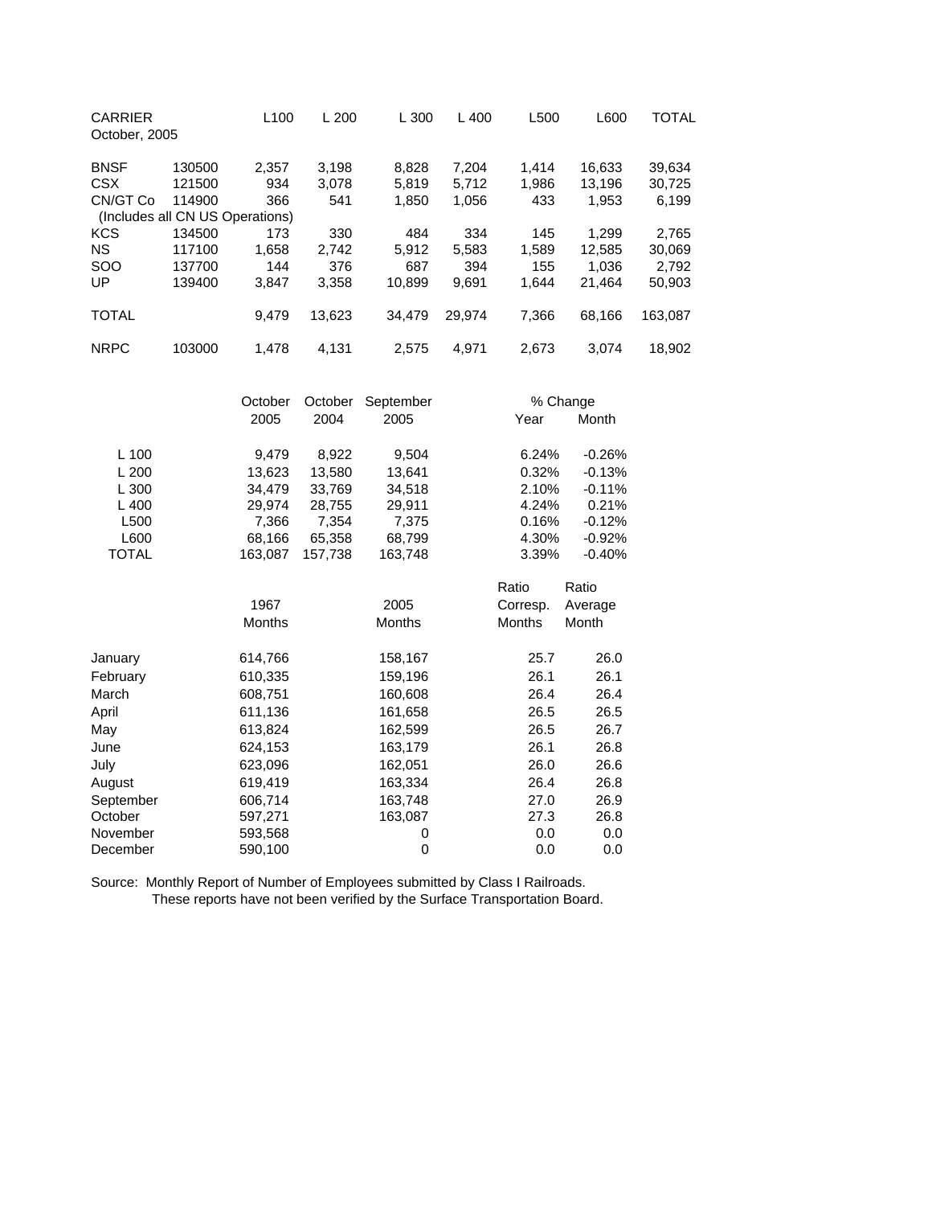| CARRIER October, 2005 | | L100 | L 200 | L 300 | L 400 | L500 | L600 | TOTAL |
|---|---|---|---|---|---|---|---|---|
| BNSF | 130500 | 2,357 | 3,198 | 8,828 | 7,204 | 1,414 | 16,633 | 39,634 |
| CSX | 121500 | 934 | 3,078 | 5,819 | 5,712 | 1,986 | 13,196 | 30,725 |
| CN/GT Co (Includes all CN US Operations) | 114900 | 366 | 541 | 1,850 | 1,056 | 433 | 1,953 | 6,199 |
| KCS | 134500 | 173 | 330 | 484 | 334 | 145 | 1,299 | 2,765 |
| NS | 117100 | 1,658 | 2,742 | 5,912 | 5,583 | 1,589 | 12,585 | 30,069 |
| SOO | 137700 | 144 | 376 | 687 | 394 | 155 | 1,036 | 2,792 |
| UP | 139400 | 3,847 | 3,358 | 10,899 | 9,691 | 1,644 | 21,464 | 50,903 |
| TOTAL | | 9,479 | 13,623 | 34,479 | 29,974 | 7,366 | 68,166 | 163,087 |
| NRPC | 103000 | 1,478 | 4,131 | 2,575 | 4,971 | 2,673 | 3,074 | 18,902 |

| | October 2005 | October 2004 | September 2005 | % Change Year | % Change Month |
|---|---|---|---|---|---|
| L 100 | 9,479 | 8,922 | 9,504 | 6.24% | -0.26% |
| L 200 | 13,623 | 13,580 | 13,641 | 0.32% | -0.13% |
| L 300 | 34,479 | 33,769 | 34,518 | 2.10% | -0.11% |
| L 400 | 29,974 | 28,755 | 29,911 | 4.24% | 0.21% |
| L500 | 7,366 | 7,354 | 7,375 | 0.16% | -0.12% |
| L600 | 68,166 | 65,358 | 68,799 | 4.30% | -0.92% |
| TOTAL | 163,087 | 157,738 | 163,748 | 3.39% | -0.40% |

| | 1967 Months | 2005 Months | Ratio Corresp. Months | Ratio Average Month |
|---|---|---|---|---|
| January | 614,766 | 158,167 | 25.7 | 26.0 |
| February | 610,335 | 159,196 | 26.1 | 26.1 |
| March | 608,751 | 160,608 | 26.4 | 26.4 |
| April | 611,136 | 161,658 | 26.5 | 26.5 |
| May | 613,824 | 162,599 | 26.5 | 26.7 |
| June | 624,153 | 163,179 | 26.1 | 26.8 |
| July | 623,096 | 162,051 | 26.0 | 26.6 |
| August | 619,419 | 163,334 | 26.4 | 26.8 |
| September | 606,714 | 163,748 | 27.0 | 26.9 |
| October | 597,271 | 163,087 | 27.3 | 26.8 |
| November | 593,568 | 0 | 0.0 | 0.0 |
| December | 590,100 | 0 | 0.0 | 0.0 |

Source: Monthly Report of Number of Employees submitted by Class I Railroads.
These reports have not been verified by the Surface Transportation Board.